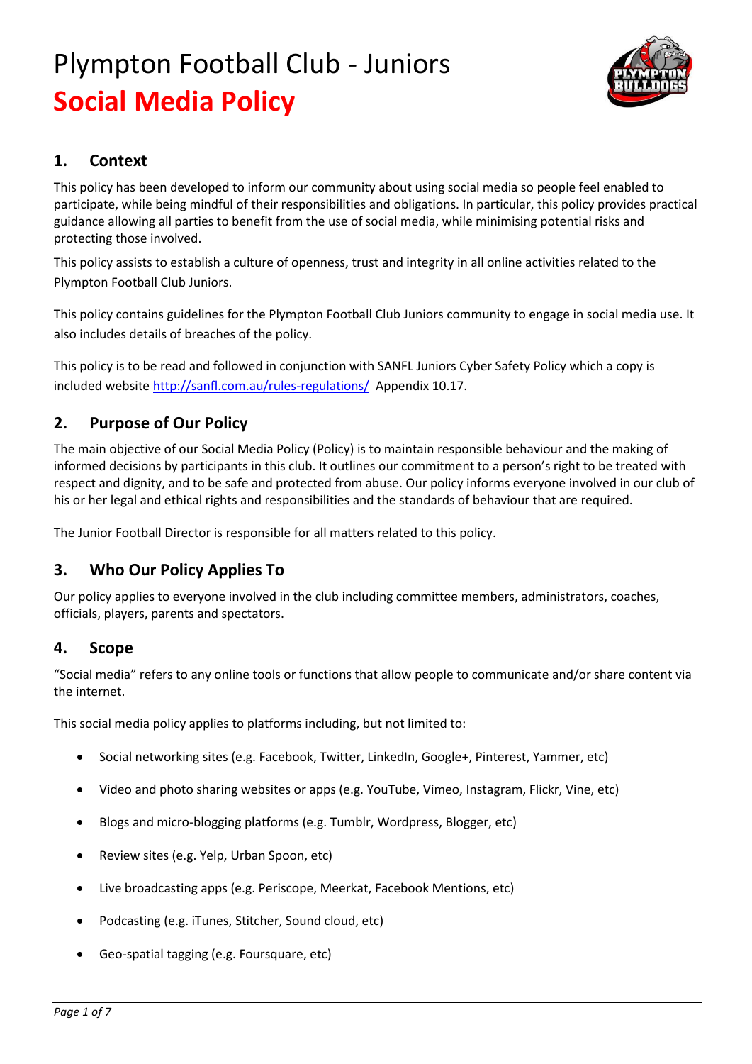# Plympton Football Club - Juniors

# Social Media Policy

## 1. Context

This policy has been developed to inform our community about using social media so people feel enabled to participate, while being mindful of their responsibilities and obligations. In particular, this policy provides practical guidance allowing all parties to benefit from the use of social media, while minimising potential risks and protecting those involved.

This policy assists to establish a culture of openness, trust and integrity in all online activities related to the Plympton Football Club Juniors.

This policy contains guidelines for the Plympton Football Club Juniors community to engage in social media use. It also includes details of breaches of the policy.

This policy is to be read and followed in conjunction with SANFL Juniors Cyber Safety Policy which a copy is included website [http://sanfl.com.au/rules-regulations/](http://sanfl.com.au/rules-regulations/) Appendix 10.17.

## 2. Purpose of Our Policy

The main objective of our Social Media Policy (Policy) is to maintain responsible behaviour and the making of informed decisions by participants in this club. It outlines our commitment to a person's right to be treated with respect and dignity, and to be safe and protected from abuse. Our policy informs everyone involved in our club of his or her legal and ethical rights and responsibilities and the standards of behaviour that are required.

The Junior Football Director is responsible for all matters related to this policy.

## 3. Who Our Policy Applies To

Our policy applies to everyone involved in the club including committee members, administrators, coaches, officials, players, parents and spectators.

## 4. Scope

"Social media" refers to any online tools or functions that allow people to communicate and/or share content via the internet.

This social media policy applies to platforms including, but not limited to:

- Social networking sites (e.g. Facebook, Twitter, LinkedIn, Google+, Pinterest, Yammer, etc)
- Video and photo sharing websites or apps (e.g. YouTube, Vimeo, Instagram, Flickr, Vine, etc)
- Blogs and micro-blogging platforms (e.g. Tumblr, Wordpress, Blogger, etc)
- Review sites (e.g. Yelp, Urban Spoon, etc)
- Live broadcasting apps (e.g. Periscope, Meerkat, Facebook Mentions, etc)
- Podcasting (e.g. iTunes, Stitcher, Sound cloud, etc)
- Geo-spatial tagging (e.g. Foursquare, etc)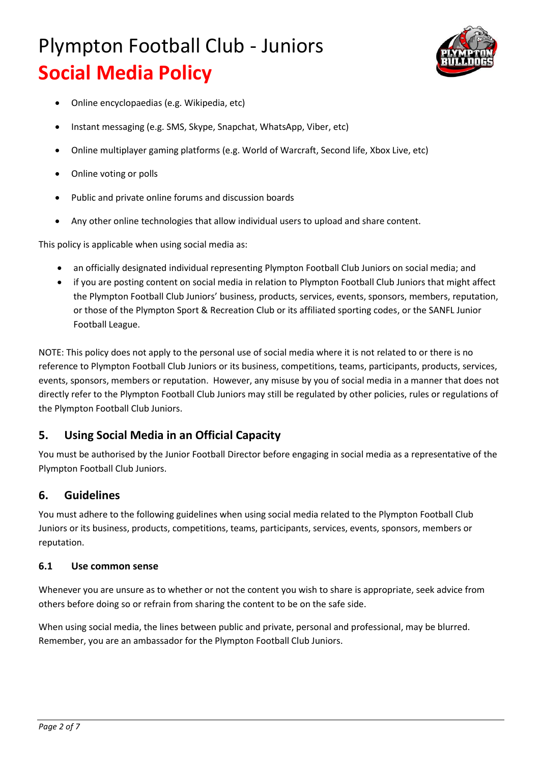- Online encyclopaedias (e.g. Wikipedia, etc)
- Instant messaging (e.g. SMS, Skype, Snapchat, WhatsApp, Viber, etc)
- Online multiplayer gaming platforms (e.g. World of Warcraft, Second life, Xbox Live, etc)
- Online voting or polls
- Public and private online forums and discussion boards
- Any other online technologies that allow individual users to upload and share content.

This policy is applicable when using social media as:

- an officially designated individual representing Plympton Football Club Juniors on social media; and
- if you are posting content on social media in relation to Plympton Football Club Juniors that might affect the Plympton Football Club Juniors' business, products, services, events, sponsors, members, reputation, or those of the Plympton Sport & Recreation Club or its affiliated sporting codes, or the SANFL Junior Football League.

NOTE: This policy does not apply to the personal use of social media where it is not related to or there is no reference to Plympton Football Club Juniors or its business, competitions, teams, participants, products, services, events, sponsors, members or reputation. However, any misuse by you of social media in a manner that does not directly refer to the Plympton Football Club Juniors may still be regulated by other policies, rules or regulations of the Plympton Football Club Juniors.

## 5. Using Social Media in an Official Capacity

You must be authorised by the Junior Football Director before engaging in social media as a representative of the Plympton Football Club Juniors.

## 6. Guidelines

You must adhere to the following guidelines when using social media related to the Plympton Football Club Juniors or its business, products, competitions, teams, participants, services, events, sponsors, members or reputation.

### 6.1 Use common sense

Whenever you are unsure as to whether or not the content you wish to share is appropriate, seek advice from others before doing so or refrain from sharing the content to be on the safe side.

When using social media, the lines between public and private, personal and professional, may be blurred. Remember, you are an ambassador for the Plympton Football Club Juniors.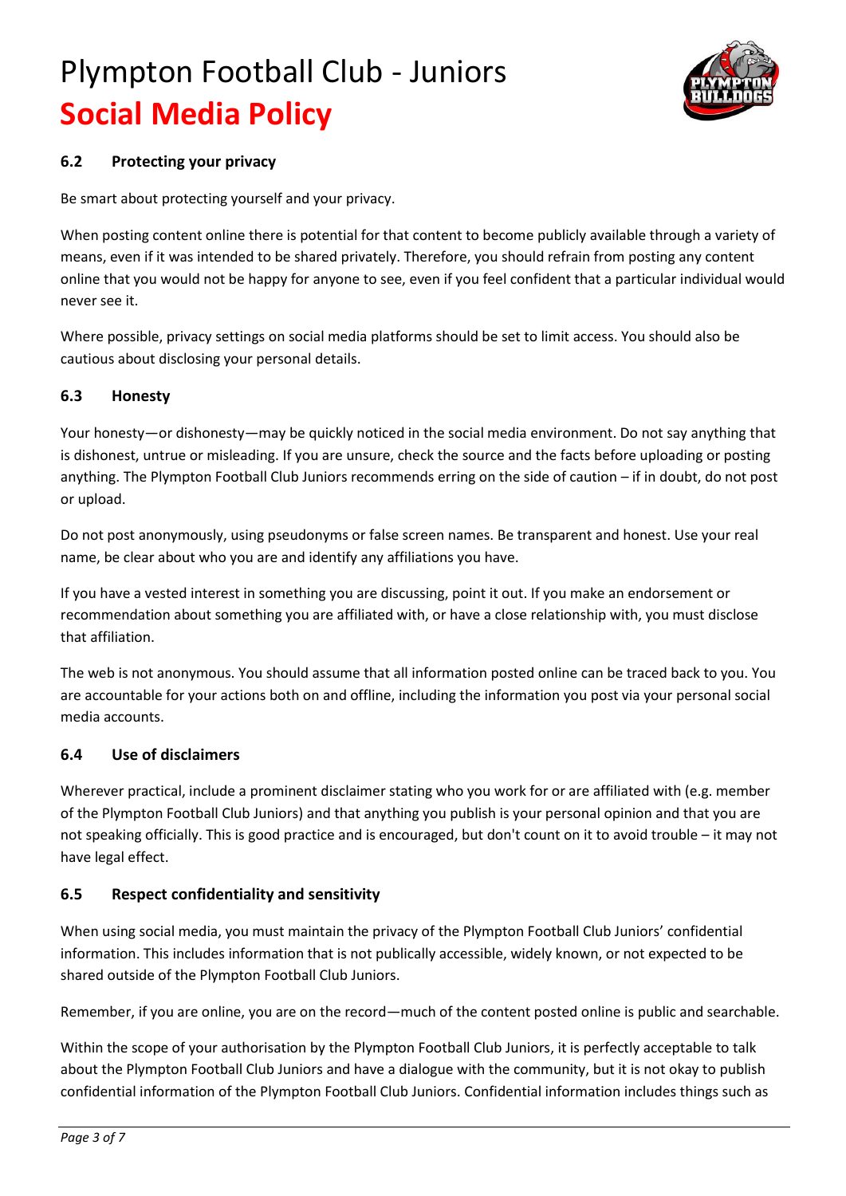### 6.2 Protecting your privacy

Be smart about protecting yourself and your privacy.

When posting content online there is potential for that content to become publicly available through a variety of means, even if it was intended to be shared privately. Therefore, you should refrain from posting any content online that you would not be happy for anyone to see, even if you feel confident that a particular individual would never see it.

Where possible, privacy settings on social media platforms should be set to limit access. You should also be cautious about disclosing your personal details.

### 6.3 Honesty

Your honesty—or dishonesty—may be quickly noticed in the social media environment. Do not say anything that is dishonest, untrue or misleading. If you are unsure, check the source and the facts before uploading or posting anything. The Plympton Football Club Juniors recommends erring on the side of caution – if in doubt, do not post or upload.

Do not post anonymously, using pseudonyms or false screen names. Be transparent and honest. Use your real name, be clear about who you are and identify any affiliations you have.

If you have a vested interest in something you are discussing, point it out. If you make an endorsement or recommendation about something you are affiliated with, or have a close relationship with, you must disclose that affiliation.

The web is not anonymous. You should assume that all information posted online can be traced back to you. You are accountable for your actions both on and offline, including the information you post via your personal social media accounts.

### 6.4 Use of disclaimers

Wherever practical, include a prominent disclaimer stating who you work for or are affiliated with (e.g. member of the Plympton Football Club Juniors) and that anything you publish is your personal opinion and that you are not speaking officially. This is good practice and is encouraged, but don't count on it to avoid trouble – it may not have legal effect.

### 6.5 Respect confidentiality and sensitivity

When using social media, you must maintain the privacy of the Plympton Football Club Juniors' confidential information. This includes information that is not publically accessible, widely known, or not expected to be shared outside of the Plympton Football Club Juniors.

Remember, if you are online, you are on the record—much of the content posted online is public and searchable.

Within the scope of your authorisation by the Plympton Football Club Juniors, it is perfectly acceptable to talk about the Plympton Football Club Juniors and have a dialogue with the community, but it is not okay to publish confidential information of the Plympton Football Club Juniors. Confidential information includes things such as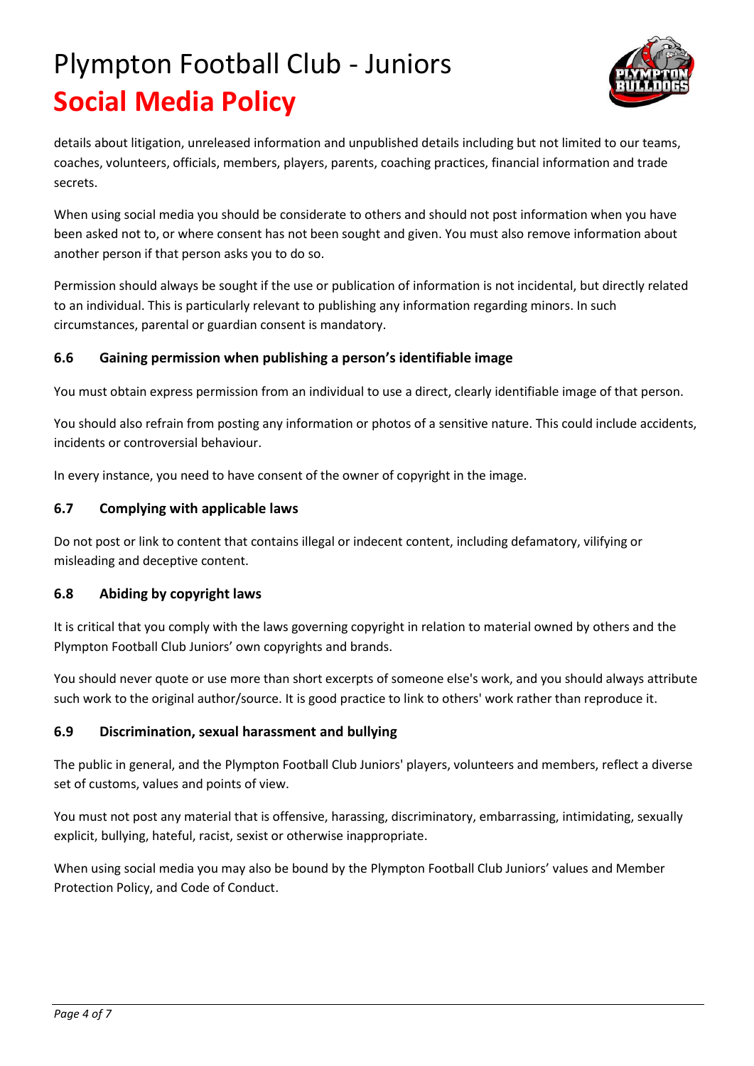details about litigation, unreleased information and unpublished details including but not limited to our teams, coaches, volunteers, officials, members, players, parents, coaching practices, financial information and trade secrets.

When using social media you should be considerate to others and should not post information when you have been asked not to, or where consent has not been sought and given. You must also remove information about another person if that person asks you to do so.

Permission should always be sought if the use or publication of information is not incidental, but directly related to an individual. This is particularly relevant to publishing any information regarding minors. In such circumstances, parental or guardian consent is mandatory.

### 6.6 Gaining permission when publishing a person's identifiable image

You must obtain express permission from an individual to use a direct, clearly identifiable image of that person.

You should also refrain from posting any information or photos of a sensitive nature. This could include accidents, incidents or controversial behaviour.

In every instance, you need to have consent of the owner of copyright in the image.

### 6.7 Complying with applicable laws

Do not post or link to content that contains illegal or indecent content, including defamatory, vilifying or misleading and deceptive content.

### 6.8 Abiding by copyright laws

It is critical that you comply with the laws governing copyright in relation to material owned by others and the Plympton Football Club Juniors' own copyrights and brands.

You should never quote or use more than short excerpts of someone else's work, and you should always attribute such work to the original author/source. It is good practice to link to others' work rather than reproduce it.

### 6.9 Discrimination, sexual harassment and bullying

The public in general, and the Plympton Football Club Juniors' players, volunteers and members, reflect a diverse set of customs, values and points of view.

You must not post any material that is offensive, harassing, discriminatory, embarrassing, intimidating, sexually explicit, bullying, hateful, racist, sexist or otherwise inappropriate.

When using social media you may also be bound by the Plympton Football Club Juniors' values and Member Protection Policy, and Code of Conduct.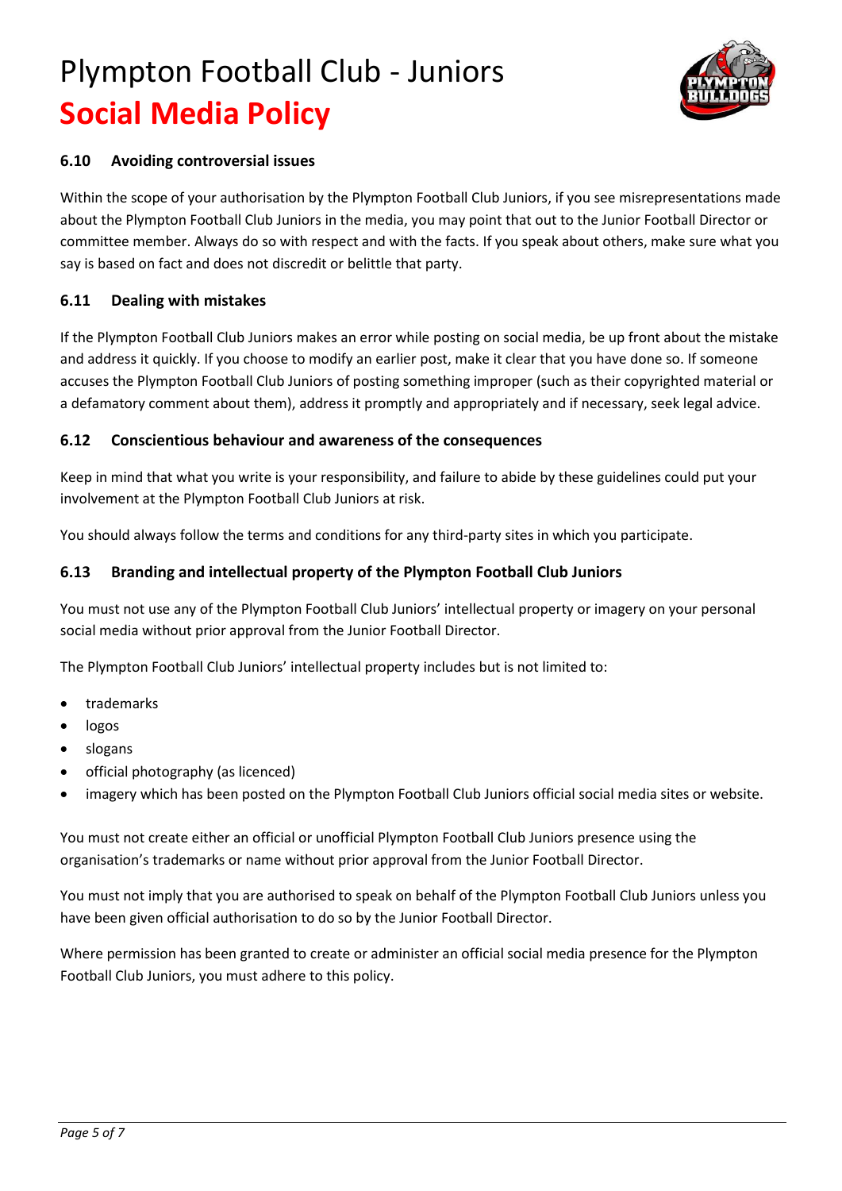### 6.10 Avoiding controversial issues

Within the scope of your authorisation by the Plympton Football Club Juniors, if you see misrepresentations made about the Plympton Football Club Juniors in the media, you may point that out to the Junior Football Director or committee member. Always do so with respect and with the facts. If you speak about others, make sure what you say is based on fact and does not discredit or belittle that party.

### 6.11 Dealing with mistakes

If the Plympton Football Club Juniors makes an error while posting on social media, be up front about the mistake and address it quickly. If you choose to modify an earlier post, make it clear that you have done so. If someone accuses the Plympton Football Club Juniors of posting something improper (such as their copyrighted material or a defamatory comment about them), address it promptly and appropriately and if necessary, seek legal advice.

### 6.12 Conscientious behaviour and awareness of the consequences

Keep in mind that what you write is your responsibility, and failure to abide by these guidelines could put your involvement at the Plympton Football Club Juniors at risk.

You should always follow the terms and conditions for any third-party sites in which you participate.

### 6.13 Branding and intellectual property of the Plympton Football Club Juniors

You must not use any of the Plympton Football Club Juniors' intellectual property or imagery on your personal social media without prior approval from the Junior Football Director.

The Plympton Football Club Juniors' intellectual property includes but is not limited to:

- trademarks
- logos
- slogans
- official photography (as licenced)
- imagery which has been posted on the Plympton Football Club Juniors official social media sites or website.

You must not create either an official or unofficial Plympton Football Club Juniors presence using the organisation's trademarks or name without prior approval from the Junior Football Director.

You must not imply that you are authorised to speak on behalf of the Plympton Football Club Juniors unless you have been given official authorisation to do so by the Junior Football Director.

Where permission has been granted to create or administer an official social media presence for the Plympton Football Club Juniors, you must adhere to this policy.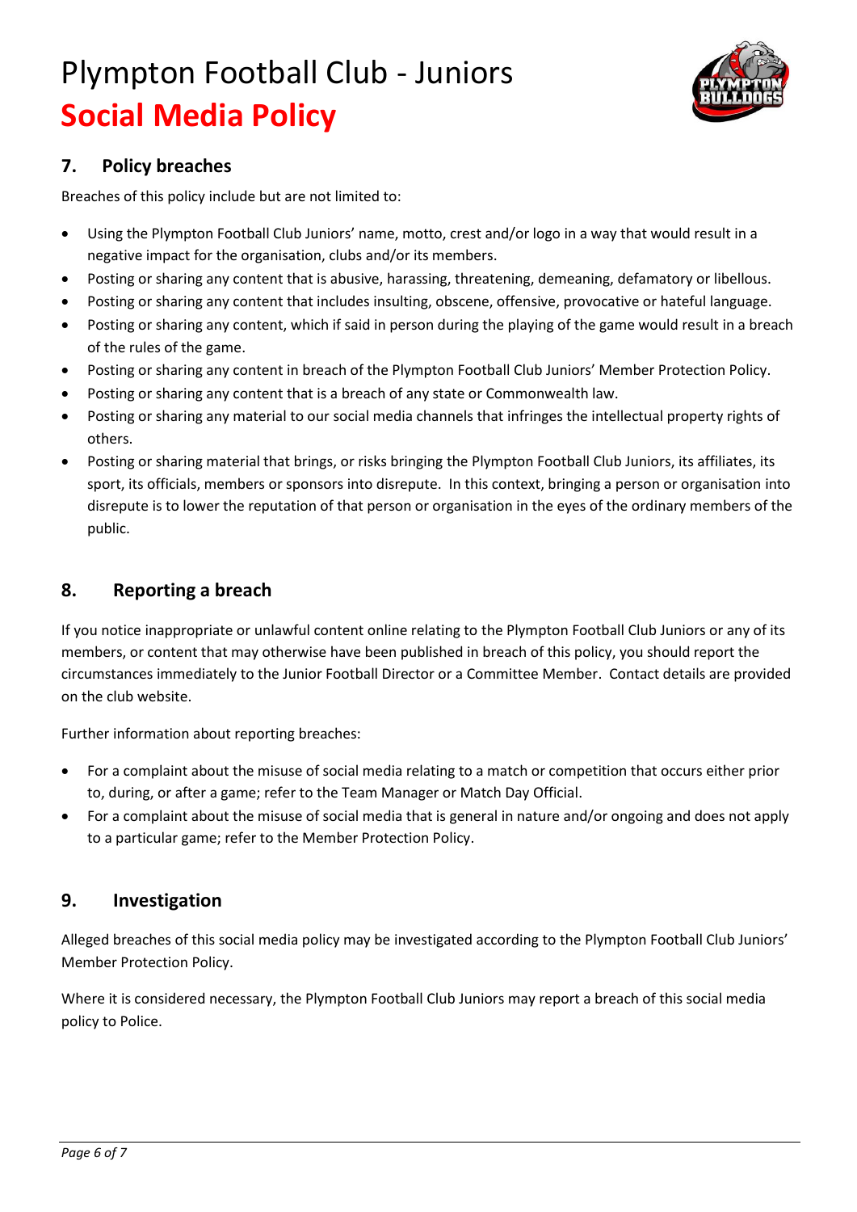## 7. Policy breaches

Breaches of this policy include but are not limited to:

- Using the Plympton Football Club Juniors' name, motto, crest and/or logo in a way that would result in a negative impact for the organisation, clubs and/or its members.
- Posting or sharing any content that is abusive, harassing, threatening, demeaning, defamatory or libellous.
- Posting or sharing any content that includes insulting, obscene, offensive, provocative or hateful language.
- Posting or sharing any content, which if said in person during the playing of the game would result in a breach of the rules of the game.
- Posting or sharing any content in breach of the Plympton Football Club Juniors' Member Protection Policy.
- Posting or sharing any content that is a breach of any state or Commonwealth law.
- Posting or sharing any material to our social media channels that infringes the intellectual property rights of others.
- Posting or sharing material that brings, or risks bringing the Plympton Football Club Juniors, its affiliates, its sport, its officials, members or sponsors into disrepute. In this context, bringing a person or organisation into disrepute is to lower the reputation of that person or organisation in the eyes of the ordinary members of the public.

## 8. Reporting a breach

If you notice inappropriate or unlawful content online relating to the Plympton Football Club Juniors or any of its members, or content that may otherwise have been published in breach of this policy, you should report the circumstances immediately to the Junior Football Director or a Committee Member. Contact details are provided on the club website.

Further information about reporting breaches:

- For a complaint about the misuse of social media relating to a match or competition that occurs either prior to, during, or after a game; refer to the Team Manager or Match Day Official.
- For a complaint about the misuse of social media that is general in nature and/or ongoing and does not apply to a particular game; refer to the Member Protection Policy.

## 9. Investigation

Alleged breaches of this social media policy may be investigated according to the Plympton Football Club Juniors' Member Protection Policy.

Where it is considered necessary, the Plympton Football Club Juniors may report a breach of this social media policy to Police.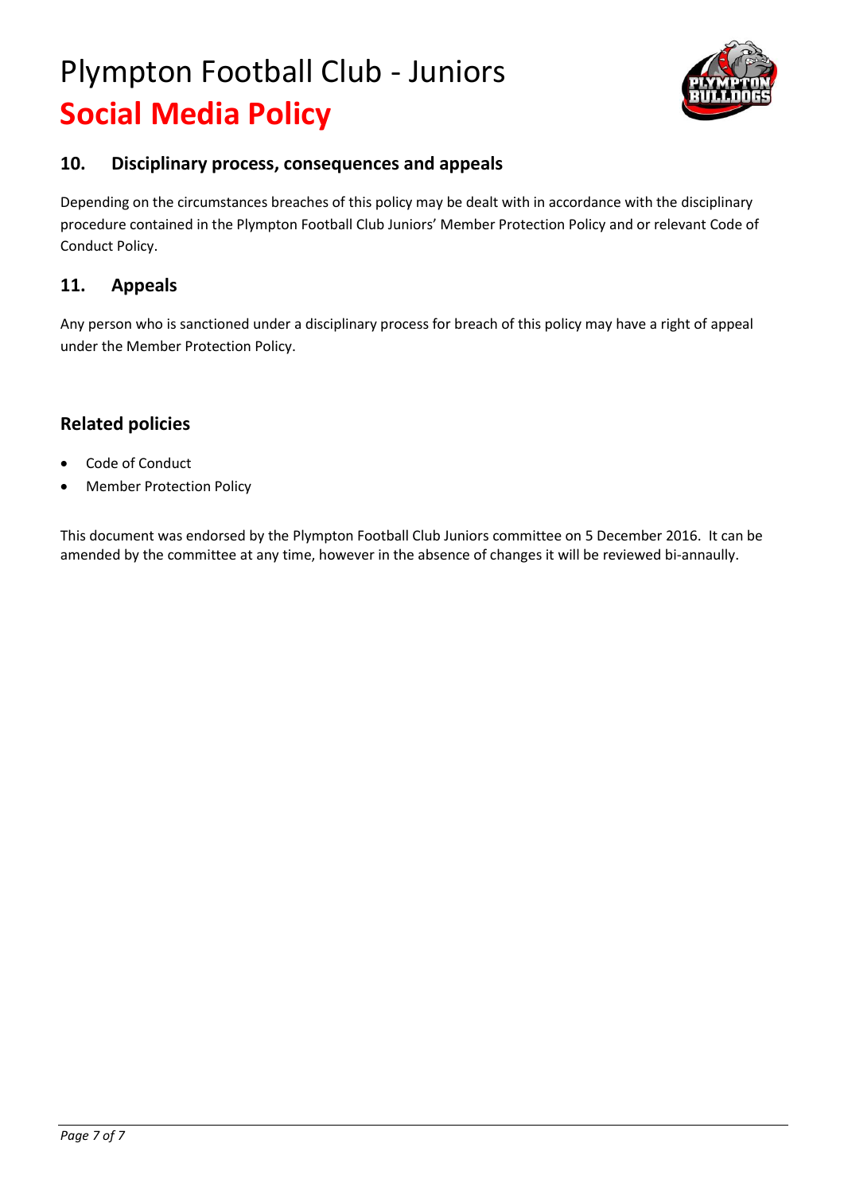## 10. Disciplinary process, consequences and appeals

Depending on the circumstances breaches of this policy may be dealt with in accordance with the disciplinary procedure contained in the Plympton Football Club Juniors' Member Protection Policy and or relevant Code of Conduct Policy.

## 11. Appeals

Any person who is sanctioned under a disciplinary process for breach of this policy may have a right of appeal under the Member Protection Policy.

## Related policies

- Code of Conduct
- Member Protection Policy

This document was endorsed by the Plympton Football Club Juniors committee on 5 December 2016. It can be amended by the committee at any time, however in the absence of changes it will be reviewed bi-annaully.